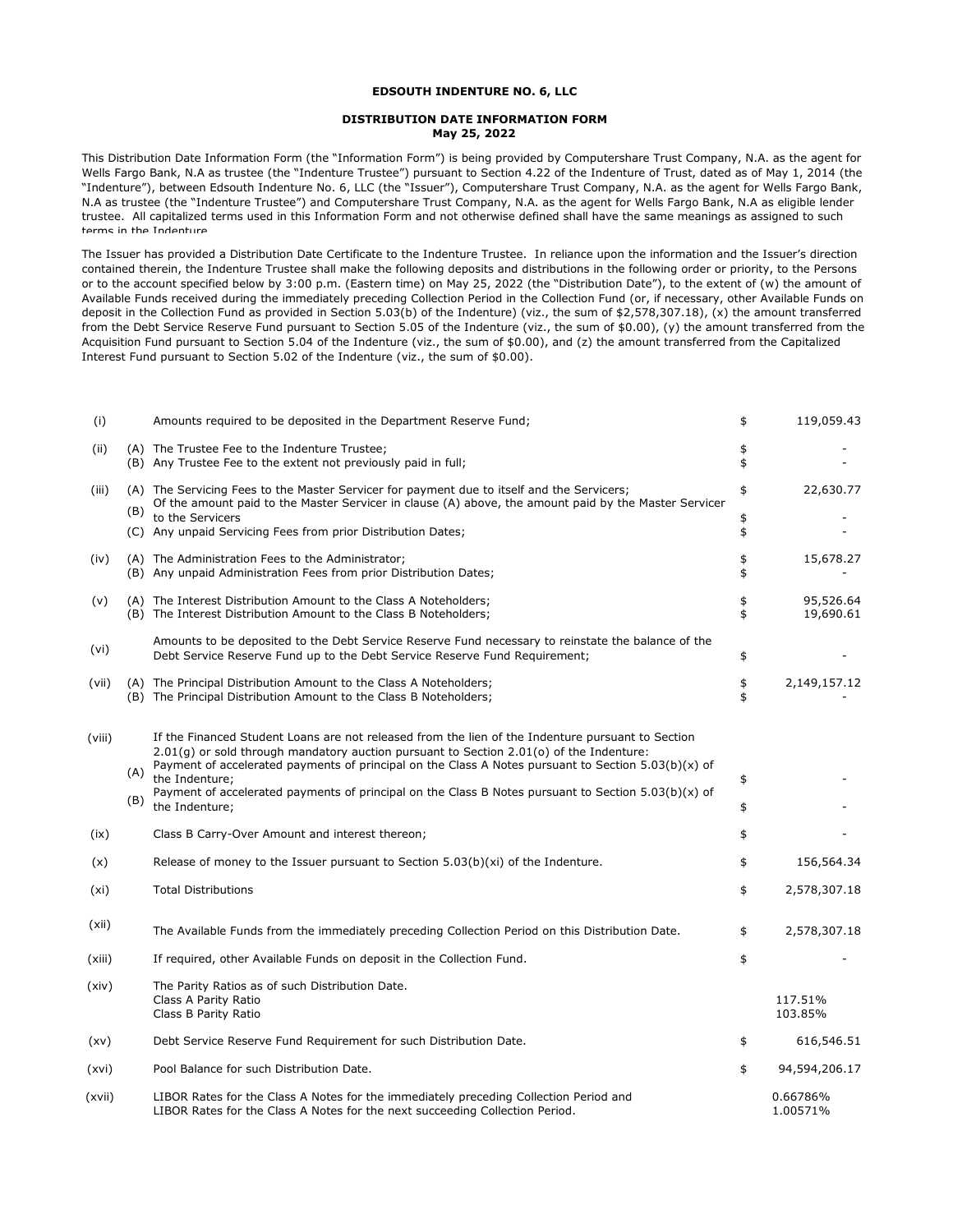**EDSOUTH INDENTURE NO. 6, LLC**

**DISTRIBUTION DATE INFORMATION FORM**
**May 25, 2022**

This Distribution Date Information Form (the "Information Form") is being provided by Computershare Trust Company, N.A. as the agent for Wells Fargo Bank, N.A as trustee (the "Indenture Trustee") pursuant to Section 4.22 of the Indenture of Trust, dated as of May 1, 2014 (the "Indenture"), between Edsouth Indenture No. 6, LLC (the "Issuer"), Computershare Trust Company, N.A. as the agent for Wells Fargo Bank, N.A as trustee (the "Indenture Trustee") and Computershare Trust Company, N.A. as the agent for Wells Fargo Bank, N.A as eligible lender trustee. All capitalized terms used in this Information Form and not otherwise defined shall have the same meanings as assigned to such terms in the Indenture.

The Issuer has provided a Distribution Date Certificate to the Indenture Trustee. In reliance upon the information and the Issuer's direction contained therein, the Indenture Trustee shall make the following deposits and distributions in the following order or priority, to the Persons or to the account specified below by 3:00 p.m. (Eastern time) on May 25, 2022 (the "Distribution Date"), to the extent of (w) the amount of Available Funds received during the immediately preceding Collection Period in the Collection Fund (or, if necessary, other Available Funds on deposit in the Collection Fund as provided in Section 5.03(b) of the Indenture) (viz., the sum of $2,578,307.18), (x) the amount transferred from the Debt Service Reserve Fund pursuant to Section 5.05 of the Indenture (viz., the sum of $0.00), (y) the amount transferred from the Acquisition Fund pursuant to Section 5.04 of the Indenture (viz., the sum of $0.00), and (z) the amount transferred from the Capitalized Interest Fund pursuant to Section 5.02 of the Indenture (viz., the sum of $0.00).

| | | | | |
|---|---|---|---|---|
| (i) | | Amounts required to be deposited in the Department Reserve Fund; | $ | 119,059.43 |
| (ii) | (A) | The Trustee Fee to the Indenture Trustee; | $ | - |
| | (B) | Any Trustee Fee to the extent not previously paid in full; | $ | - |
| (iii) | (A) | The Servicing Fees to the Master Servicer for payment due to itself and the Servicers; | $ | 22,630.77 |
| | (B) | Of the amount paid to the Master Servicer in clause (A) above, the amount paid by the Master Servicer to the Servicers | $ | - |
| | (C) | Any unpaid Servicing Fees from prior Distribution Dates; | $ | - |
| (iv) | (A) | The Administration Fees to the Administrator; | $ | 15,678.27 |
| | (B) | Any unpaid Administration Fees from prior Distribution Dates; | $ | - |
| (v) | (A) | The Interest Distribution Amount to the Class A Noteholders; | $ | 95,526.64 |
| | (B) | The Interest Distribution Amount to the Class B Noteholders; | $ | 19,690.61 |
| (vi) | | Amounts to be deposited to the Debt Service Reserve Fund necessary to reinstate the balance of the Debt Service Reserve Fund up to the Debt Service Reserve Fund Requirement; | $ | - |
| (vii) | (A) | The Principal Distribution Amount to the Class A Noteholders; | $ | 2,149,157.12 |
| | (B) | The Principal Distribution Amount to the Class B Noteholders; | $ | - |
| (viii) | | If the Financed Student Loans are not released from the lien of the Indenture pursuant to Section 2.01(g) or sold through mandatory auction pursuant to Section 2.01(o) of the Indenture: | | |
| | (A) | Payment of accelerated payments of principal on the Class A Notes pursuant to Section 5.03(b)(x) of the Indenture; | $ | - |
| | (B) | Payment of accelerated payments of principal on the Class B Notes pursuant to Section 5.03(b)(x) of the Indenture; | $ | - |
| (ix) | | Class B Carry-Over Amount and interest thereon; | $ | - |
| (x) | | Release of money to the Issuer pursuant to Section 5.03(b)(xi) of the Indenture. | $ | 156,564.34 |
| (xi) | | Total Distributions | $ | 2,578,307.18 |
| (xii) | | The Available Funds from the immediately preceding Collection Period on this Distribution Date. | $ | 2,578,307.18 |
| (xiii) | | If required, other Available Funds on deposit in the Collection Fund. | $ | - |
| (xiv) | | The Parity Ratios as of such Distribution Date. | | |
| | | Class A Parity Ratio | | 117.51% |
| | | Class B Parity Ratio | | 103.85% |
| (xv) | | Debt Service Reserve Fund Requirement for such Distribution Date. | $ | 616,546.51 |
| (xvi) | | Pool Balance for such Distribution Date. | $ | 94,594,206.17 |
| (xvii) | | LIBOR Rates for the Class A Notes for the immediately preceding Collection Period and | | 0.66786% |
| | | LIBOR Rates for the Class A Notes for the next succeeding Collection Period. | | 1.00571% |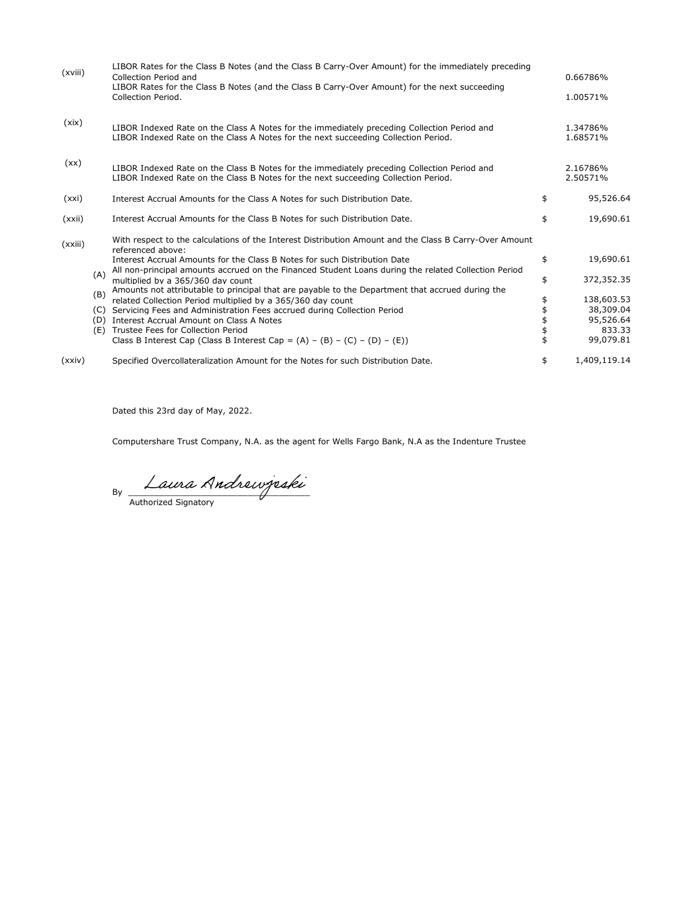| | | | | |
|---|---|---|---|---|
| (xviii) | | LIBOR Rates for the Class B Notes (and the Class B Carry-Over Amount) for the immediately preceding Collection Period and | | 0.66786% |
| | | LIBOR Rates for the Class B Notes (and the Class B Carry-Over Amount) for the next succeeding Collection Period. | | 1.00571% |
| (xix) | | LIBOR Indexed Rate on the Class A Notes for the immediately preceding Collection Period and | | 1.34786% |
| | | LIBOR Indexed Rate on the Class A Notes for the next succeeding Collection Period. | | 1.68571% |
| (xx) | | LIBOR Indexed Rate on the Class B Notes for the immediately preceding Collection Period and | | 2.16786% |
| | | LIBOR Indexed Rate on the Class B Notes for the next succeeding Collection Period. | | 2.50571% |
| (xxi) | | Interest Accrual Amounts for the Class A Notes for such Distribution Date. | $ | 95,526.64 |
| (xxii) | | Interest Accrual Amounts for the Class B Notes for such Distribution Date. | $ | 19,690.61 |
| (xxiii) | | With respect to the calculations of the Interest Distribution Amount and the Class B Carry-Over Amount referenced above: | | |
| | | Interest Accrual Amounts for the Class B Notes for such Distribution Date | $ | 19,690.61 |
| | (A) | All non-principal amounts accrued on the Financed Student Loans during the related Collection Period multiplied by a 365/360 day count | $ | 372,352.35 |
| | (B) | Amounts not attributable to principal that are payable to the Department that accrued during the related Collection Period multiplied by a 365/360 day count | $ | 138,603.53 |
| | (C) | Servicing Fees and Administration Fees accrued during Collection Period | $ | 38,309.04 |
| | (D) | Interest Accrual Amount on Class A Notes | $ | 95,526.64 |
| | (E) | Trustee Fees for Collection Period | $ | 833.33 |
| | | Class B Interest Cap (Class B Interest Cap = (A) – (B) – (C) – (D) – (E)) | $ | 99,079.81 |
| (xxiv) | | Specified Overcollateralization Amount for the Notes for such Distribution Date. | $ | 1,409,119.14 |

Dated this 23rd day of May, 2022.

Computershare Trust Company, N.A. as the agent for Wells Fargo Bank, N.A as the Indenture Trustee

By *Laura Andrewjeski*

Authorized Signatory